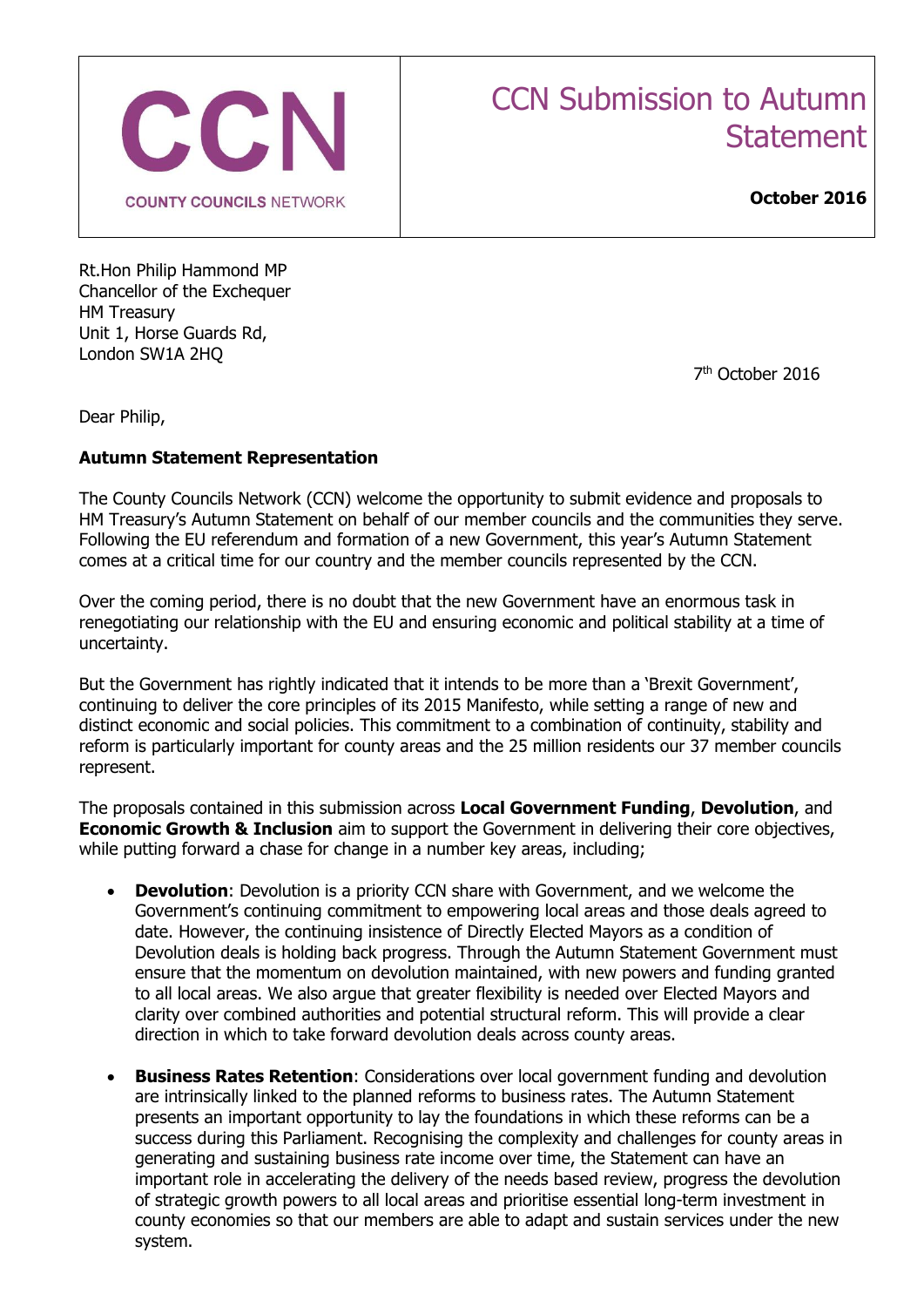**CCN**

**COUNTY COUNCILS NETWORK**

# CCN Submission to Autumn Statement

**October 2016**

Rt.Hon Philip Hammond MP
Chancellor of the Exchequer
HM Treasury
Unit 1, Horse Guards Rd,
London SW1A 2HQ

7th October 2016

Dear Philip,

**Autumn Statement Representation**

The County Councils Network (CCN) welcome the opportunity to submit evidence and proposals to HM Treasury's Autumn Statement on behalf of our member councils and the communities they serve. Following the EU referendum and formation of a new Government, this year's Autumn Statement comes at a critical time for our country and the member councils represented by the CCN.

Over the coming period, there is no doubt that the new Government have an enormous task in renegotiating our relationship with the EU and ensuring economic and political stability at a time of uncertainty.

But the Government has rightly indicated that it intends to be more than a 'Brexit Government', continuing to deliver the core principles of its 2015 Manifesto, while setting a range of new and distinct economic and social policies. This commitment to a combination of continuity, stability and reform is particularly important for county areas and the 25 million residents our 37 member councils represent.

The proposals contained in this submission across **Local Government Funding**, **Devolution**, and **Economic Growth & Inclusion** aim to support the Government in delivering their core objectives, while putting forward a chase for change in a number key areas, including;

- **Devolution**: Devolution is a priority CCN share with Government, and we welcome the Government's continuing commitment to empowering local areas and those deals agreed to date. However, the continuing insistence of Directly Elected Mayors as a condition of Devolution deals is holding back progress. Through the Autumn Statement Government must ensure that the momentum on devolution maintained, with new powers and funding granted to all local areas. We also argue that greater flexibility is needed over Elected Mayors and clarity over combined authorities and potential structural reform. This will provide a clear direction in which to take forward devolution deals across county areas.

- **Business Rates Retention**: Considerations over local government funding and devolution are intrinsically linked to the planned reforms to business rates. The Autumn Statement presents an important opportunity to lay the foundations in which these reforms can be a success during this Parliament. Recognising the complexity and challenges for county areas in generating and sustaining business rate income over time, the Statement can have an important role in accelerating the delivery of the needs based review, progress the devolution of strategic growth powers to all local areas and prioritise essential long-term investment in county economies so that our members are able to adapt and sustain services under the new system.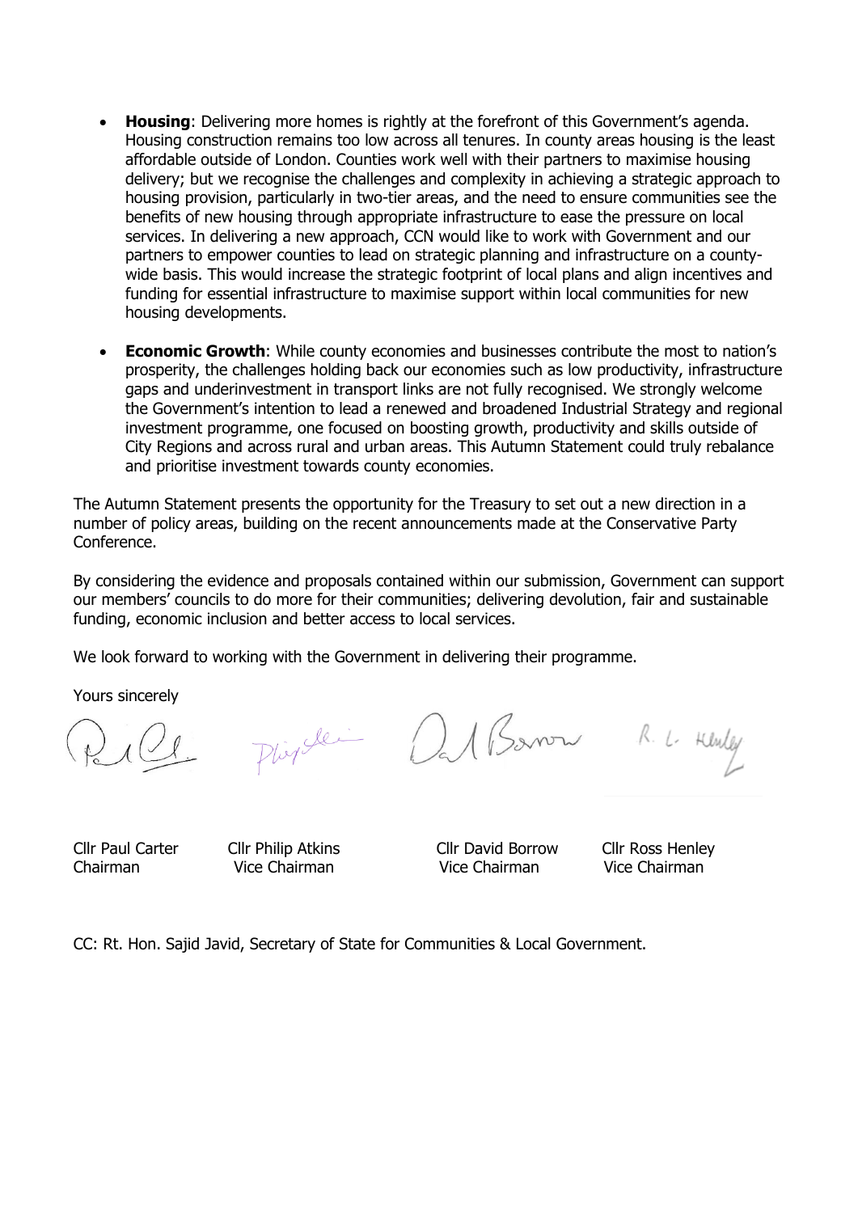- **Housing**: Delivering more homes is rightly at the forefront of this Government's agenda. Housing construction remains too low across all tenures. In county areas housing is the least affordable outside of London. Counties work well with their partners to maximise housing delivery; but we recognise the challenges and complexity in achieving a strategic approach to housing provision, particularly in two-tier areas, and the need to ensure communities see the benefits of new housing through appropriate infrastructure to ease the pressure on local services. In delivering a new approach, CCN would like to work with Government and our partners to empower counties to lead on strategic planning and infrastructure on a county-wide basis. This would increase the strategic footprint of local plans and align incentives and funding for essential infrastructure to maximise support within local communities for new housing developments.

- **Economic Growth**: While county economies and businesses contribute the most to nation's prosperity, the challenges holding back our economies such as low productivity, infrastructure gaps and underinvestment in transport links are not fully recognised. We strongly welcome the Government's intention to lead a renewed and broadened Industrial Strategy and regional investment programme, one focused on boosting growth, productivity and skills outside of City Regions and across rural and urban areas. This Autumn Statement could truly rebalance and prioritise investment towards county economies.

The Autumn Statement presents the opportunity for the Treasury to set out a new direction in a number of policy areas, building on the recent announcements made at the Conservative Party Conference.

By considering the evidence and proposals contained within our submission, Government can support our members' councils to do more for their communities; delivering devolution, fair and sustainable funding, economic inclusion and better access to local services.

We look forward to working with the Government in delivering their programme.

Yours sincerely

| Cllr Paul Carter | Cllr Philip Atkins | Cllr David Borrow | Cllr Ross Henley |
|---|---|---|---|
| Chairman | Vice Chairman | Vice Chairman | Vice Chairman |

CC: Rt. Hon. Sajid Javid, Secretary of State for Communities & Local Government.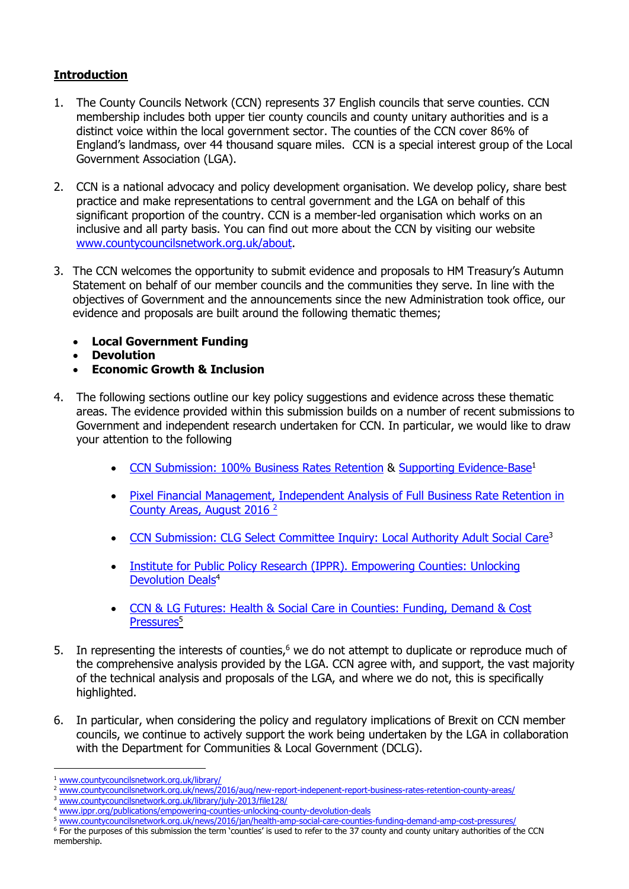**Introduction**

1. The County Councils Network (CCN) represents 37 English councils that serve counties. CCN membership includes both upper tier county councils and county unitary authorities and is a distinct voice within the local government sector. The counties of the CCN cover 86% of England's landmass, over 44 thousand square miles. CCN is a special interest group of the Local Government Association (LGA).

2. CCN is a national advocacy and policy development organisation. We develop policy, share best practice and make representations to central government and the LGA on behalf of this significant proportion of the country. CCN is a member-led organisation which works on an inclusive and all party basis. You can find out more about the CCN by visiting our website www.countycouncilsnetwork.org.uk/about.

3. The CCN welcomes the opportunity to submit evidence and proposals to HM Treasury's Autumn Statement on behalf of our member councils and the communities they serve. In line with the objectives of Government and the announcements since the new Administration took office, our evidence and proposals are built around the following thematic themes;

   - **Local Government Funding**
   - **Devolution**
   - **Economic Growth & Inclusion**

4. The following sections outline our key policy suggestions and evidence across these thematic areas. The evidence provided within this submission builds on a number of recent submissions to Government and independent research undertaken for CCN. In particular, we would like to draw your attention to the following

   - CCN Submission: 100% Business Rates Retention & Supporting Evidence-Base[1]
   - Pixel Financial Management, Independent Analysis of Full Business Rate Retention in County Areas, August 2016 [2]
   - CCN Submission: CLG Select Committee Inquiry: Local Authority Adult Social Care[3]
   - Institute for Public Policy Research (IPPR). Empowering Counties: Unlocking Devolution Deals[4]
   - CCN & LG Futures: Health & Social Care in Counties: Funding, Demand & Cost Pressures[5]

5. In representing the interests of counties,[6] we do not attempt to duplicate or reproduce much of the comprehensive analysis provided by the LGA. CCN agree with, and support, the vast majority of the technical analysis and proposals of the LGA, and where we do not, this is specifically highlighted.

6. In particular, when considering the policy and regulatory implications of Brexit on CCN member councils, we continue to actively support the work being undertaken by the LGA in collaboration with the Department for Communities & Local Government (DCLG).

---

[1] www.countycouncilsnetwork.org.uk/library/

[2] www.countycouncilsnetwork.org.uk/news/2016/aug/new-report-indepenent-report-business-rates-retention-county-areas/

[3] www.countycouncilsnetwork.org.uk/library/july-2013/file128/

[4] www.ippr.org/publications/empowering-counties-unlocking-county-devolution-deals

[5] www.countycouncilsnetwork.org.uk/news/2016/jan/health-amp-social-care-counties-funding-demand-amp-cost-pressures/

[6] For the purposes of this submission the term 'counties' is used to refer to the 37 county and county unitary authorities of the CCN membership.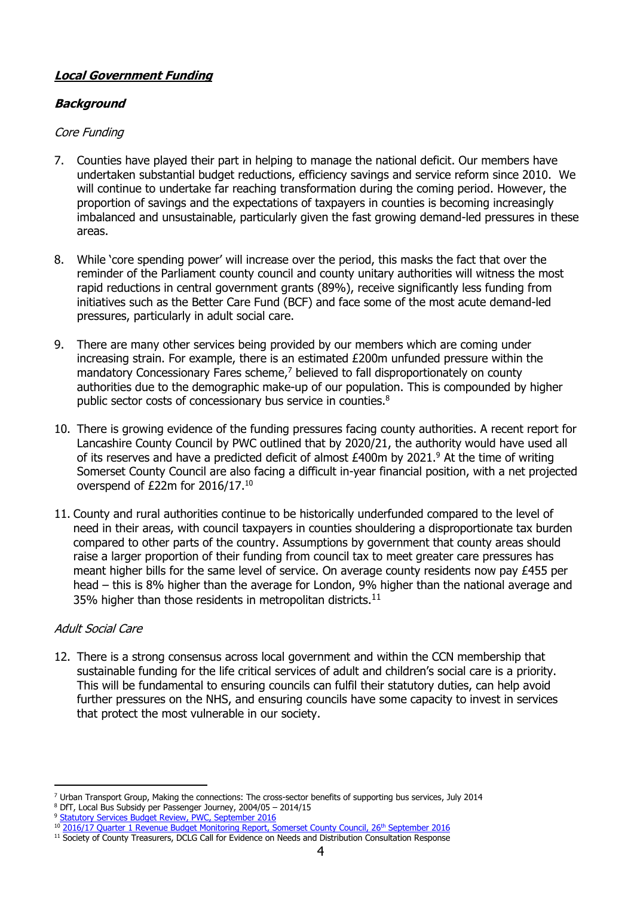***Local Government Funding***

***Background***

*Core Funding*

7. Counties have played their part in helping to manage the national deficit. Our members have undertaken substantial budget reductions, efficiency savings and service reform since 2010. We will continue to undertake far reaching transformation during the coming period. However, the proportion of savings and the expectations of taxpayers in counties is becoming increasingly imbalanced and unsustainable, particularly given the fast growing demand-led pressures in these areas.

8. While 'core spending power' will increase over the period, this masks the fact that over the reminder of the Parliament county council and county unitary authorities will witness the most rapid reductions in central government grants (89%), receive significantly less funding from initiatives such as the Better Care Fund (BCF) and face some of the most acute demand-led pressures, particularly in adult social care.

9. There are many other services being provided by our members which are coming under increasing strain. For example, there is an estimated £200m unfunded pressure within the mandatory Concessionary Fares scheme,[7] believed to fall disproportionately on county authorities due to the demographic make-up of our population. This is compounded by higher public sector costs of concessionary bus service in counties.[8]

10. There is growing evidence of the funding pressures facing county authorities. A recent report for Lancashire County Council by PWC outlined that by 2020/21, the authority would have used all of its reserves and have a predicted deficit of almost £400m by 2021.[9] At the time of writing Somerset County Council are also facing a difficult in-year financial position, with a net projected overspend of £22m for 2016/17.[10]

11. County and rural authorities continue to be historically underfunded compared to the level of need in their areas, with council taxpayers in counties shouldering a disproportionate tax burden compared to other parts of the country. Assumptions by government that county areas should raise a larger proportion of their funding from council tax to meet greater care pressures has meant higher bills for the same level of service. On average county residents now pay £455 per head – this is 8% higher than the average for London, 9% higher than the national average and 35% higher than those residents in metropolitan districts.[11]

*Adult Social Care*

12. There is a strong consensus across local government and within the CCN membership that sustainable funding for the life critical services of adult and children's social care is a priority. This will be fundamental to ensuring councils can fulfil their statutory duties, can help avoid further pressures on the NHS, and ensuring councils have some capacity to invest in services that protect the most vulnerable in our society.

---

[7] Urban Transport Group, Making the connections: The cross-sector benefits of supporting bus services, July 2014

[8] DfT, Local Bus Subsidy per Passenger Journey, 2004/05 – 2014/15

[9] Statutory Services Budget Review, PWC, September 2016

[10] 2016/17 Quarter 1 Revenue Budget Monitoring Report, Somerset County Council, 26th September 2016

[11] Society of County Treasurers, DCLG Call for Evidence on Needs and Distribution Consultation Response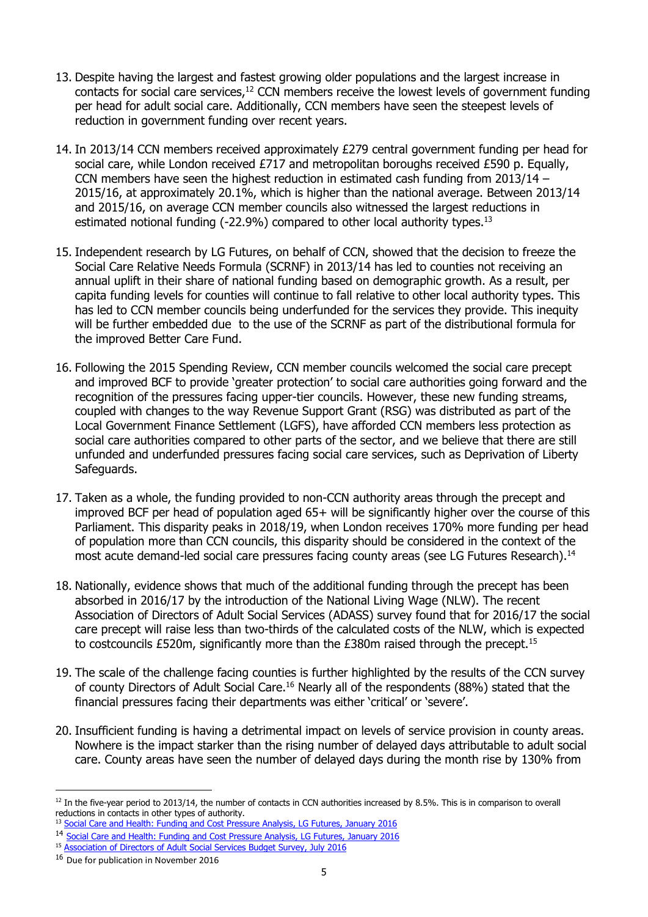13. Despite having the largest and fastest growing older populations and the largest increase in contacts for social care services,[12] CCN members receive the lowest levels of government funding per head for adult social care. Additionally, CCN members have seen the steepest levels of reduction in government funding over recent years.

14. In 2013/14 CCN members received approximately £279 central government funding per head for social care, while London received £717 and metropolitan boroughs received £590 p. Equally, CCN members have seen the highest reduction in estimated cash funding from 2013/14 – 2015/16, at approximately 20.1%, which is higher than the national average. Between 2013/14 and 2015/16, on average CCN member councils also witnessed the largest reductions in estimated notional funding (-22.9%) compared to other local authority types.[13]

15. Independent research by LG Futures, on behalf of CCN, showed that the decision to freeze the Social Care Relative Needs Formula (SCRNF) in 2013/14 has led to counties not receiving an annual uplift in their share of national funding based on demographic growth. As a result, per capita funding levels for counties will continue to fall relative to other local authority types. This has led to CCN member councils being underfunded for the services they provide. This inequity will be further embedded due to the use of the SCRNF as part of the distributional formula for the improved Better Care Fund.

16. Following the 2015 Spending Review, CCN member councils welcomed the social care precept and improved BCF to provide 'greater protection' to social care authorities going forward and the recognition of the pressures facing upper-tier councils. However, these new funding streams, coupled with changes to the way Revenue Support Grant (RSG) was distributed as part of the Local Government Finance Settlement (LGFS), have afforded CCN members less protection as social care authorities compared to other parts of the sector, and we believe that there are still unfunded and underfunded pressures facing social care services, such as Deprivation of Liberty Safeguards.

17. Taken as a whole, the funding provided to non-CCN authority areas through the precept and improved BCF per head of population aged 65+ will be significantly higher over the course of this Parliament. This disparity peaks in 2018/19, when London receives 170% more funding per head of population more than CCN councils, this disparity should be considered in the context of the most acute demand-led social care pressures facing county areas (see LG Futures Research).[14]

18. Nationally, evidence shows that much of the additional funding through the precept has been absorbed in 2016/17 by the introduction of the National Living Wage (NLW). The recent Association of Directors of Adult Social Services (ADASS) survey found that for 2016/17 the social care precept will raise less than two-thirds of the calculated costs of the NLW, which is expected to costcouncils £520m, significantly more than the £380m raised through the precept.[15]

19. The scale of the challenge facing counties is further highlighted by the results of the CCN survey of county Directors of Adult Social Care.[16] Nearly all of the respondents (88%) stated that the financial pressures facing their departments was either 'critical' or 'severe'.

20. Insufficient funding is having a detrimental impact on levels of service provision in county areas. Nowhere is the impact starker than the rising number of delayed days attributable to adult social care. County areas have seen the number of delayed days during the month rise by 130% from

---

[12] In the five-year period to 2013/14, the number of contacts in CCN authorities increased by 8.5%. This is in comparison to overall reductions in contacts in other types of authority.

[13] Social Care and Health: Funding and Cost Pressure Analysis, LG Futures, January 2016

[14] Social Care and Health: Funding and Cost Pressure Analysis, LG Futures, January 2016

[15] Association of Directors of Adult Social Services Budget Survey, July 2016

[16] Due for publication in November 2016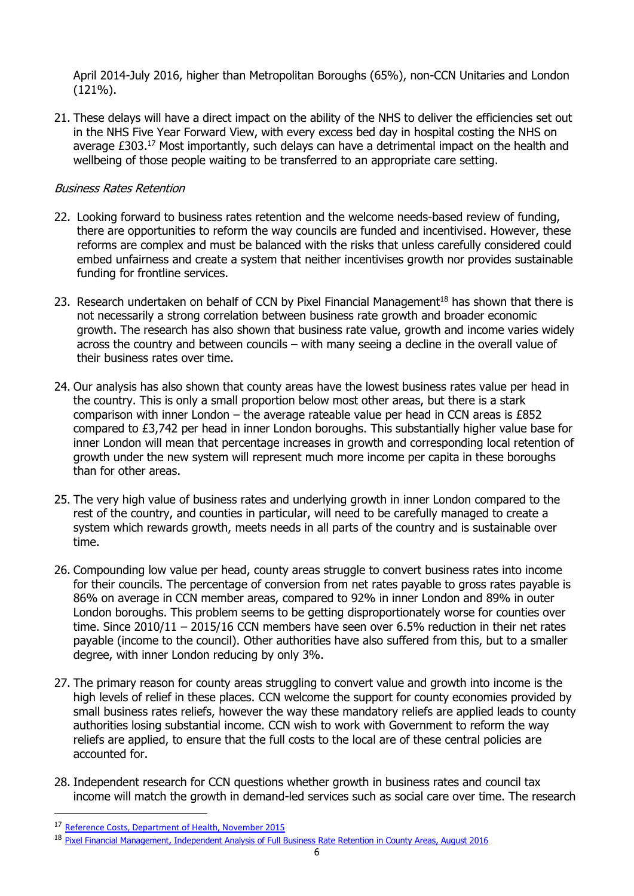April 2014-July 2016, higher than Metropolitan Boroughs (65%), non-CCN Unitaries and London (121%).

21. These delays will have a direct impact on the ability of the NHS to deliver the efficiencies set out in the NHS Five Year Forward View, with every excess bed day in hospital costing the NHS on average £303.[17] Most importantly, such delays can have a detrimental impact on the health and wellbeing of those people waiting to be transferred to an appropriate care setting.

*Business Rates Retention*

22. Looking forward to business rates retention and the welcome needs-based review of funding, there are opportunities to reform the way councils are funded and incentivised. However, these reforms are complex and must be balanced with the risks that unless carefully considered could embed unfairness and create a system that neither incentivises growth nor provides sustainable funding for frontline services.

23. Research undertaken on behalf of CCN by Pixel Financial Management[18] has shown that there is not necessarily a strong correlation between business rate growth and broader economic growth. The research has also shown that business rate value, growth and income varies widely across the country and between councils – with many seeing a decline in the overall value of their business rates over time.

24. Our analysis has also shown that county areas have the lowest business rates value per head in the country. This is only a small proportion below most other areas, but there is a stark comparison with inner London – the average rateable value per head in CCN areas is £852 compared to £3,742 per head in inner London boroughs. This substantially higher value base for inner London will mean that percentage increases in growth and corresponding local retention of growth under the new system will represent much more income per capita in these boroughs than for other areas.

25. The very high value of business rates and underlying growth in inner London compared to the rest of the country, and counties in particular, will need to be carefully managed to create a system which rewards growth, meets needs in all parts of the country and is sustainable over time.

26. Compounding low value per head, county areas struggle to convert business rates into income for their councils. The percentage of conversion from net rates payable to gross rates payable is 86% on average in CCN member areas, compared to 92% in inner London and 89% in outer London boroughs. This problem seems to be getting disproportionately worse for counties over time. Since 2010/11 – 2015/16 CCN members have seen over 6.5% reduction in their net rates payable (income to the council). Other authorities have also suffered from this, but to a smaller degree, with inner London reducing by only 3%.

27. The primary reason for county areas struggling to convert value and growth into income is the high levels of relief in these places. CCN welcome the support for county economies provided by small business rates reliefs, however the way these mandatory reliefs are applied leads to county authorities losing substantial income. CCN wish to work with Government to reform the way reliefs are applied, to ensure that the full costs to the local are of these central policies are accounted for.

28. Independent research for CCN questions whether growth in business rates and council tax income will match the growth in demand-led services such as social care over time. The research

---

[17] Reference Costs, Department of Health, November 2015

[18] Pixel Financial Management, Independent Analysis of Full Business Rate Retention in County Areas, August 2016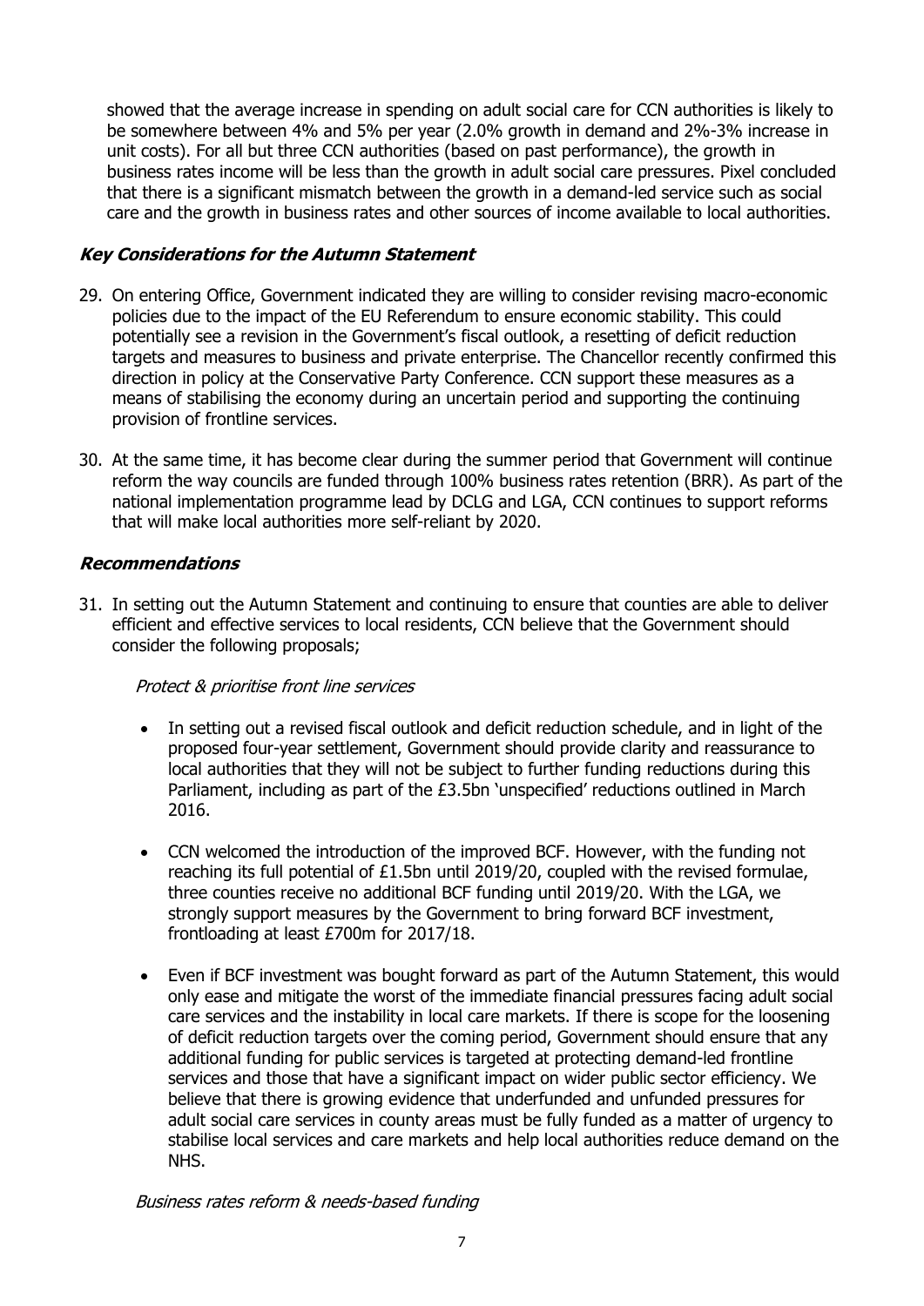showed that the average increase in spending on adult social care for CCN authorities is likely to be somewhere between 4% and 5% per year (2.0% growth in demand and 2%-3% increase in unit costs). For all but three CCN authorities (based on past performance), the growth in business rates income will be less than the growth in adult social care pressures. Pixel concluded that there is a significant mismatch between the growth in a demand-led service such as social care and the growth in business rates and other sources of income available to local authorities.

### ***Key Considerations for the Autumn Statement***

29. On entering Office, Government indicated they are willing to consider revising macro-economic policies due to the impact of the EU Referendum to ensure economic stability. This could potentially see a revision in the Government's fiscal outlook, a resetting of deficit reduction targets and measures to business and private enterprise. The Chancellor recently confirmed this direction in policy at the Conservative Party Conference. CCN support these measures as a means of stabilising the economy during an uncertain period and supporting the continuing provision of frontline services.

30. At the same time, it has become clear during the summer period that Government will continue reform the way councils are funded through 100% business rates retention (BRR). As part of the national implementation programme lead by DCLG and LGA, CCN continues to support reforms that will make local authorities more self-reliant by 2020.

### ***Recommendations***

31. In setting out the Autumn Statement and continuing to ensure that counties are able to deliver efficient and effective services to local residents, CCN believe that the Government should consider the following proposals;

*Protect & prioritise front line services*

- In setting out a revised fiscal outlook and deficit reduction schedule, and in light of the proposed four-year settlement, Government should provide clarity and reassurance to local authorities that they will not be subject to further funding reductions during this Parliament, including as part of the £3.5bn 'unspecified' reductions outlined in March 2016.

- CCN welcomed the introduction of the improved BCF. However, with the funding not reaching its full potential of £1.5bn until 2019/20, coupled with the revised formulae, three counties receive no additional BCF funding until 2019/20. With the LGA, we strongly support measures by the Government to bring forward BCF investment, frontloading at least £700m for 2017/18.

- Even if BCF investment was bought forward as part of the Autumn Statement, this would only ease and mitigate the worst of the immediate financial pressures facing adult social care services and the instability in local care markets. If there is scope for the loosening of deficit reduction targets over the coming period, Government should ensure that any additional funding for public services is targeted at protecting demand-led frontline services and those that have a significant impact on wider public sector efficiency. We believe that there is growing evidence that underfunded and unfunded pressures for adult social care services in county areas must be fully funded as a matter of urgency to stabilise local services and care markets and help local authorities reduce demand on the NHS.

*Business rates reform & needs-based funding*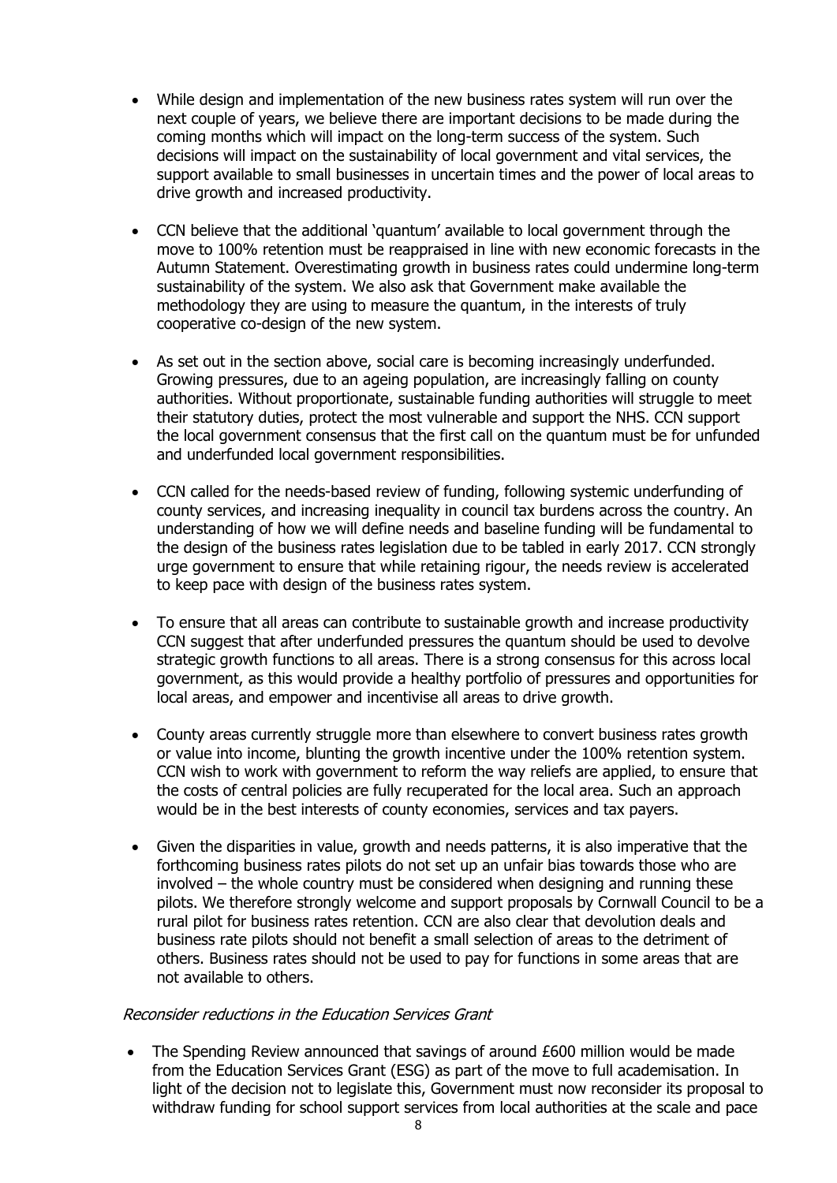- While design and implementation of the new business rates system will run over the next couple of years, we believe there are important decisions to be made during the coming months which will impact on the long-term success of the system. Such decisions will impact on the sustainability of local government and vital services, the support available to small businesses in uncertain times and the power of local areas to drive growth and increased productivity.

- CCN believe that the additional 'quantum' available to local government through the move to 100% retention must be reappraised in line with new economic forecasts in the Autumn Statement. Overestimating growth in business rates could undermine long-term sustainability of the system. We also ask that Government make available the methodology they are using to measure the quantum, in the interests of truly cooperative co-design of the new system.

- As set out in the section above, social care is becoming increasingly underfunded. Growing pressures, due to an ageing population, are increasingly falling on county authorities. Without proportionate, sustainable funding authorities will struggle to meet their statutory duties, protect the most vulnerable and support the NHS. CCN support the local government consensus that the first call on the quantum must be for unfunded and underfunded local government responsibilities.

- CCN called for the needs-based review of funding, following systemic underfunding of county services, and increasing inequality in council tax burdens across the country. An understanding of how we will define needs and baseline funding will be fundamental to the design of the business rates legislation due to be tabled in early 2017. CCN strongly urge government to ensure that while retaining rigour, the needs review is accelerated to keep pace with design of the business rates system.

- To ensure that all areas can contribute to sustainable growth and increase productivity CCN suggest that after underfunded pressures the quantum should be used to devolve strategic growth functions to all areas. There is a strong consensus for this across local government, as this would provide a healthy portfolio of pressures and opportunities for local areas, and empower and incentivise all areas to drive growth.

- County areas currently struggle more than elsewhere to convert business rates growth or value into income, blunting the growth incentive under the 100% retention system. CCN wish to work with government to reform the way reliefs are applied, to ensure that the costs of central policies are fully recuperated for the local area. Such an approach would be in the best interests of county economies, services and tax payers.

- Given the disparities in value, growth and needs patterns, it is also imperative that the forthcoming business rates pilots do not set up an unfair bias towards those who are involved – the whole country must be considered when designing and running these pilots. We therefore strongly welcome and support proposals by Cornwall Council to be a rural pilot for business rates retention. CCN are also clear that devolution deals and business rate pilots should not benefit a small selection of areas to the detriment of others. Business rates should not be used to pay for functions in some areas that are not available to others.

*Reconsider reductions in the Education Services Grant*

- The Spending Review announced that savings of around £600 million would be made from the Education Services Grant (ESG) as part of the move to full academisation. In light of the decision not to legislate this, Government must now reconsider its proposal to withdraw funding for school support services from local authorities at the scale and pace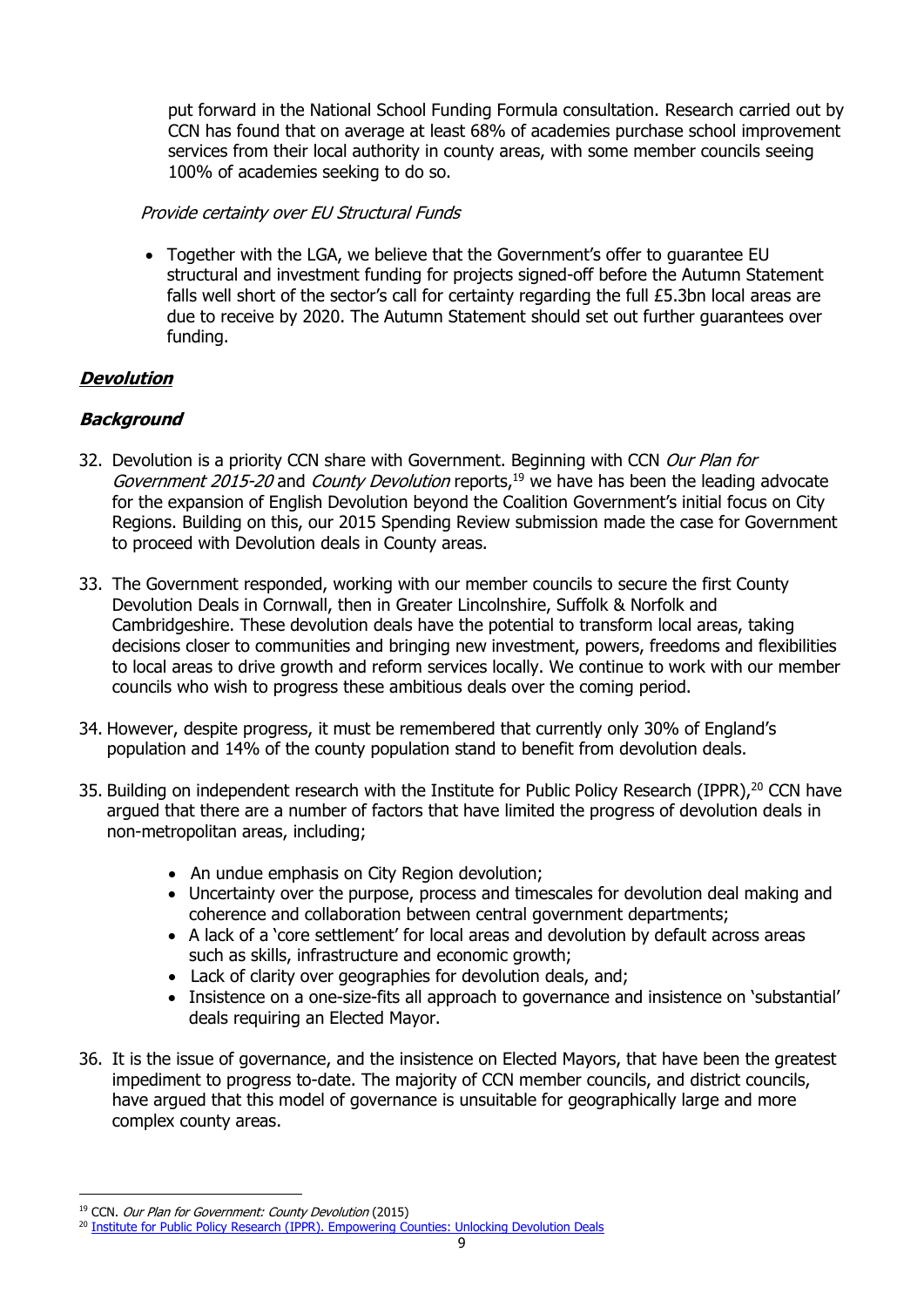put forward in the National School Funding Formula consultation. Research carried out by CCN has found that on average at least 68% of academies purchase school improvement services from their local authority in county areas, with some member councils seeing 100% of academies seeking to do so.

*Provide certainty over EU Structural Funds*

- Together with the LGA, we believe that the Government's offer to guarantee EU structural and investment funding for projects signed-off before the Autumn Statement falls well short of the sector's call for certainty regarding the full £5.3bn local areas are due to receive by 2020. The Autumn Statement should set out further guarantees over funding.

## ***Devolution***

### ***Background***

32. Devolution is a priority CCN share with Government. Beginning with CCN *Our Plan for Government 2015-20* and *County Devolution* reports,[19] we have has been the leading advocate for the expansion of English Devolution beyond the Coalition Government's initial focus on City Regions. Building on this, our 2015 Spending Review submission made the case for Government to proceed with Devolution deals in County areas.

33. The Government responded, working with our member councils to secure the first County Devolution Deals in Cornwall, then in Greater Lincolnshire, Suffolk & Norfolk and Cambridgeshire. These devolution deals have the potential to transform local areas, taking decisions closer to communities and bringing new investment, powers, freedoms and flexibilities to local areas to drive growth and reform services locally. We continue to work with our member councils who wish to progress these ambitious deals over the coming period.

34. However, despite progress, it must be remembered that currently only 30% of England's population and 14% of the county population stand to benefit from devolution deals.

35. Building on independent research with the Institute for Public Policy Research (IPPR),[20] CCN have argued that there are a number of factors that have limited the progress of devolution deals in non-metropolitan areas, including;

    - An undue emphasis on City Region devolution;
    - Uncertainty over the purpose, process and timescales for devolution deal making and coherence and collaboration between central government departments;
    - A lack of a 'core settlement' for local areas and devolution by default across areas such as skills, infrastructure and economic growth;
    - Lack of clarity over geographies for devolution deals, and;
    - Insistence on a one-size-fits all approach to governance and insistence on 'substantial' deals requiring an Elected Mayor.

36. It is the issue of governance, and the insistence on Elected Mayors, that have been the greatest impediment to progress to-date. The majority of CCN member councils, and district councils, have argued that this model of governance is unsuitable for geographically large and more complex county areas.

---

[19] CCN. *Our Plan for Government: County Devolution* (2015)

[20] Institute for Public Policy Research (IPPR). Empowering Counties: Unlocking Devolution Deals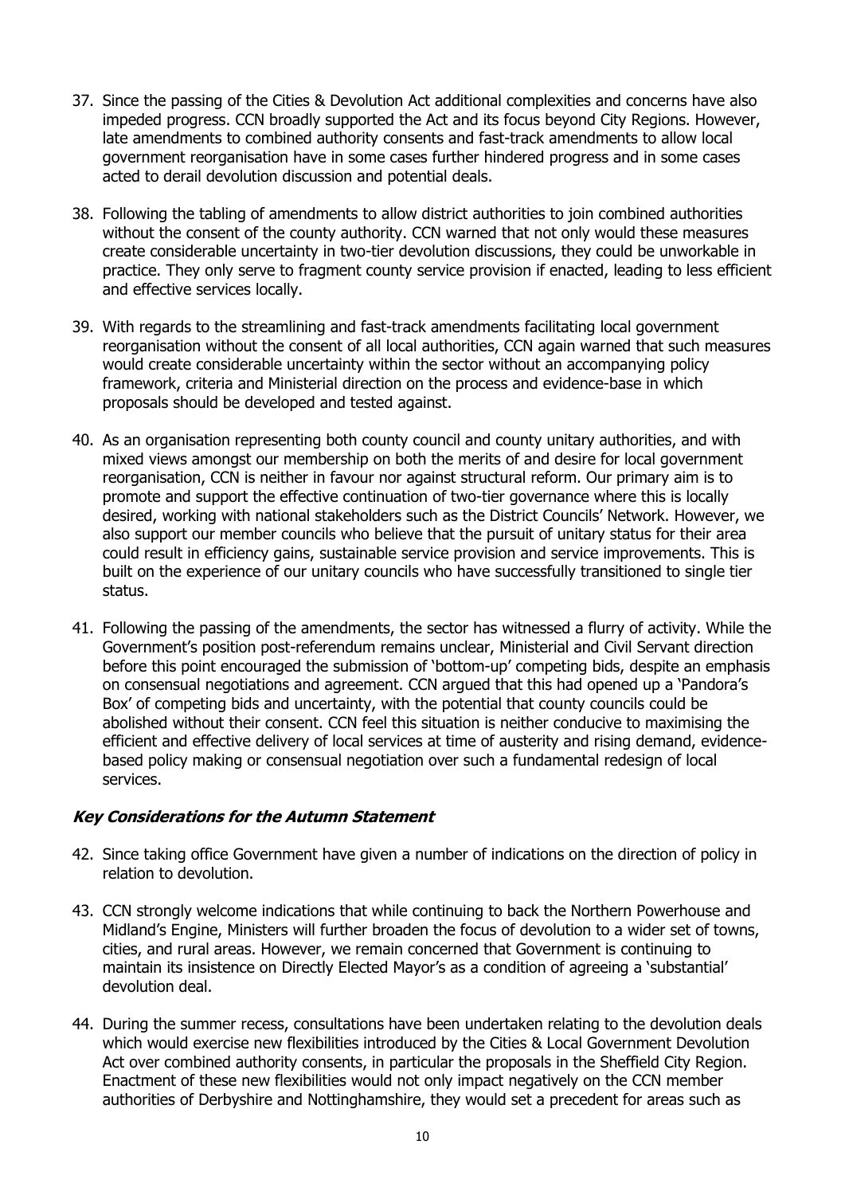37. Since the passing of the Cities & Devolution Act additional complexities and concerns have also impeded progress. CCN broadly supported the Act and its focus beyond City Regions. However, late amendments to combined authority consents and fast-track amendments to allow local government reorganisation have in some cases further hindered progress and in some cases acted to derail devolution discussion and potential deals.

38. Following the tabling of amendments to allow district authorities to join combined authorities without the consent of the county authority. CCN warned that not only would these measures create considerable uncertainty in two-tier devolution discussions, they could be unworkable in practice. They only serve to fragment county service provision if enacted, leading to less efficient and effective services locally.

39. With regards to the streamlining and fast-track amendments facilitating local government reorganisation without the consent of all local authorities, CCN again warned that such measures would create considerable uncertainty within the sector without an accompanying policy framework, criteria and Ministerial direction on the process and evidence-base in which proposals should be developed and tested against.

40. As an organisation representing both county council and county unitary authorities, and with mixed views amongst our membership on both the merits of and desire for local government reorganisation, CCN is neither in favour nor against structural reform. Our primary aim is to promote and support the effective continuation of two-tier governance where this is locally desired, working with national stakeholders such as the District Councils' Network. However, we also support our member councils who believe that the pursuit of unitary status for their area could result in efficiency gains, sustainable service provision and service improvements. This is built on the experience of our unitary councils who have successfully transitioned to single tier status.

41. Following the passing of the amendments, the sector has witnessed a flurry of activity. While the Government's position post-referendum remains unclear, Ministerial and Civil Servant direction before this point encouraged the submission of 'bottom-up' competing bids, despite an emphasis on consensual negotiations and agreement. CCN argued that this had opened up a 'Pandora's Box' of competing bids and uncertainty, with the potential that county councils could be abolished without their consent. CCN feel this situation is neither conducive to maximising the efficient and effective delivery of local services at time of austerity and rising demand, evidence-based policy making or consensual negotiation over such a fundamental redesign of local services.

### ***Key Considerations for the Autumn Statement***

42. Since taking office Government have given a number of indications on the direction of policy in relation to devolution.

43. CCN strongly welcome indications that while continuing to back the Northern Powerhouse and Midland's Engine, Ministers will further broaden the focus of devolution to a wider set of towns, cities, and rural areas. However, we remain concerned that Government is continuing to maintain its insistence on Directly Elected Mayor's as a condition of agreeing a 'substantial' devolution deal.

44. During the summer recess, consultations have been undertaken relating to the devolution deals which would exercise new flexibilities introduced by the Cities & Local Government Devolution Act over combined authority consents, in particular the proposals in the Sheffield City Region. Enactment of these new flexibilities would not only impact negatively on the CCN member authorities of Derbyshire and Nottinghamshire, they would set a precedent for areas such as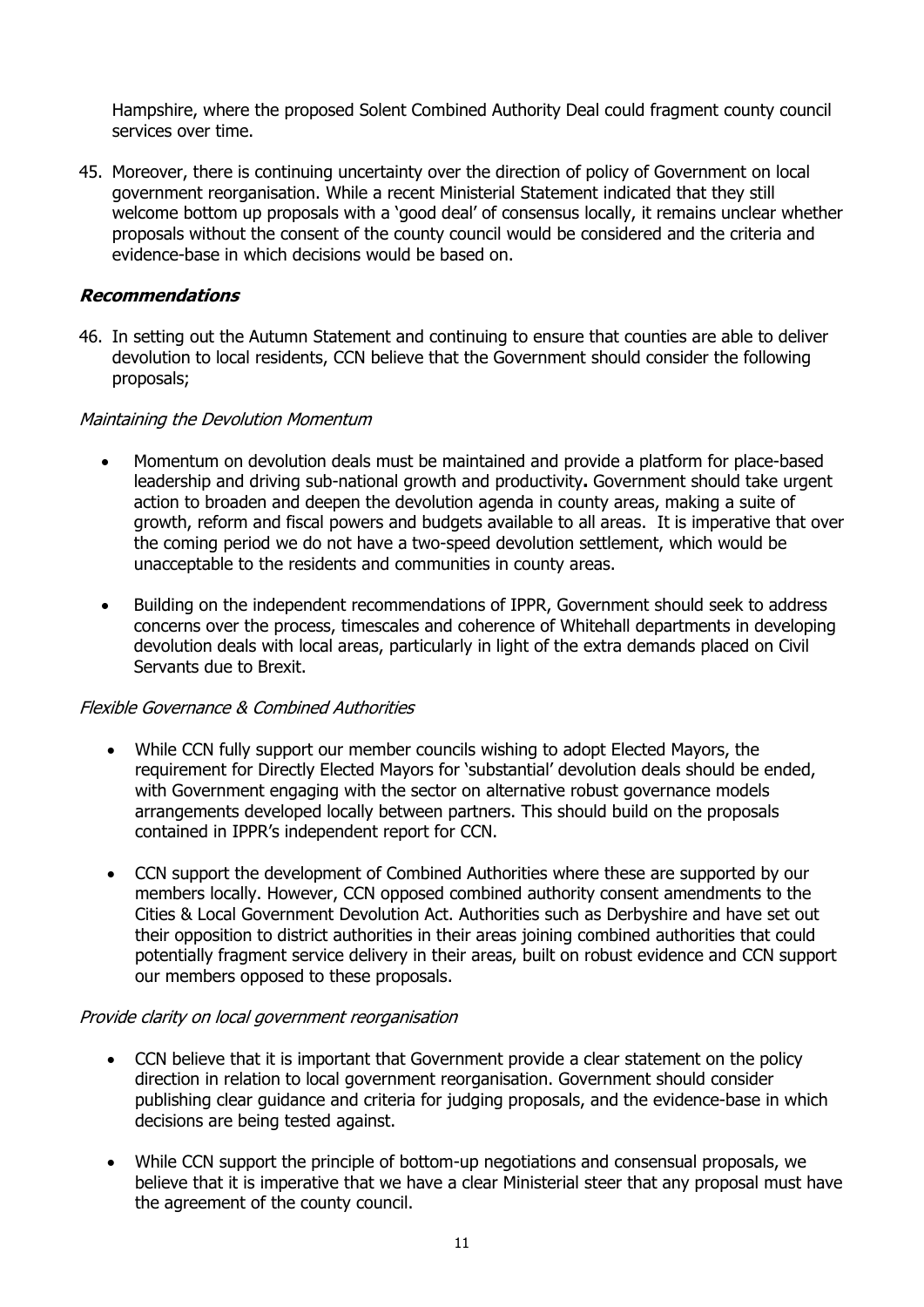Hampshire, where the proposed Solent Combined Authority Deal could fragment county council services over time.

45. Moreover, there is continuing uncertainty over the direction of policy of Government on local government reorganisation. While a recent Ministerial Statement indicated that they still welcome bottom up proposals with a 'good deal' of consensus locally, it remains unclear whether proposals without the consent of the county council would be considered and the criteria and evidence-base in which decisions would be based on.

### *Recommendations*

46. In setting out the Autumn Statement and continuing to ensure that counties are able to deliver devolution to local residents, CCN believe that the Government should consider the following proposals;

*Maintaining the Devolution Momentum*

- Momentum on devolution deals must be maintained and provide a platform for place-based leadership and driving sub-national growth and productivity**.** Government should take urgent action to broaden and deepen the devolution agenda in county areas, making a suite of growth, reform and fiscal powers and budgets available to all areas. It is imperative that over the coming period we do not have a two-speed devolution settlement, which would be unacceptable to the residents and communities in county areas.

- Building on the independent recommendations of IPPR, Government should seek to address concerns over the process, timescales and coherence of Whitehall departments in developing devolution deals with local areas, particularly in light of the extra demands placed on Civil Servants due to Brexit.

*Flexible Governance & Combined Authorities*

- While CCN fully support our member councils wishing to adopt Elected Mayors, the requirement for Directly Elected Mayors for 'substantial' devolution deals should be ended, with Government engaging with the sector on alternative robust governance models arrangements developed locally between partners. This should build on the proposals contained in IPPR's independent report for CCN.

- CCN support the development of Combined Authorities where these are supported by our members locally. However, CCN opposed combined authority consent amendments to the Cities & Local Government Devolution Act. Authorities such as Derbyshire and have set out their opposition to district authorities in their areas joining combined authorities that could potentially fragment service delivery in their areas, built on robust evidence and CCN support our members opposed to these proposals.

*Provide clarity on local government reorganisation*

- CCN believe that it is important that Government provide a clear statement on the policy direction in relation to local government reorganisation. Government should consider publishing clear guidance and criteria for judging proposals, and the evidence-base in which decisions are being tested against.

- While CCN support the principle of bottom-up negotiations and consensual proposals, we believe that it is imperative that we have a clear Ministerial steer that any proposal must have the agreement of the county council.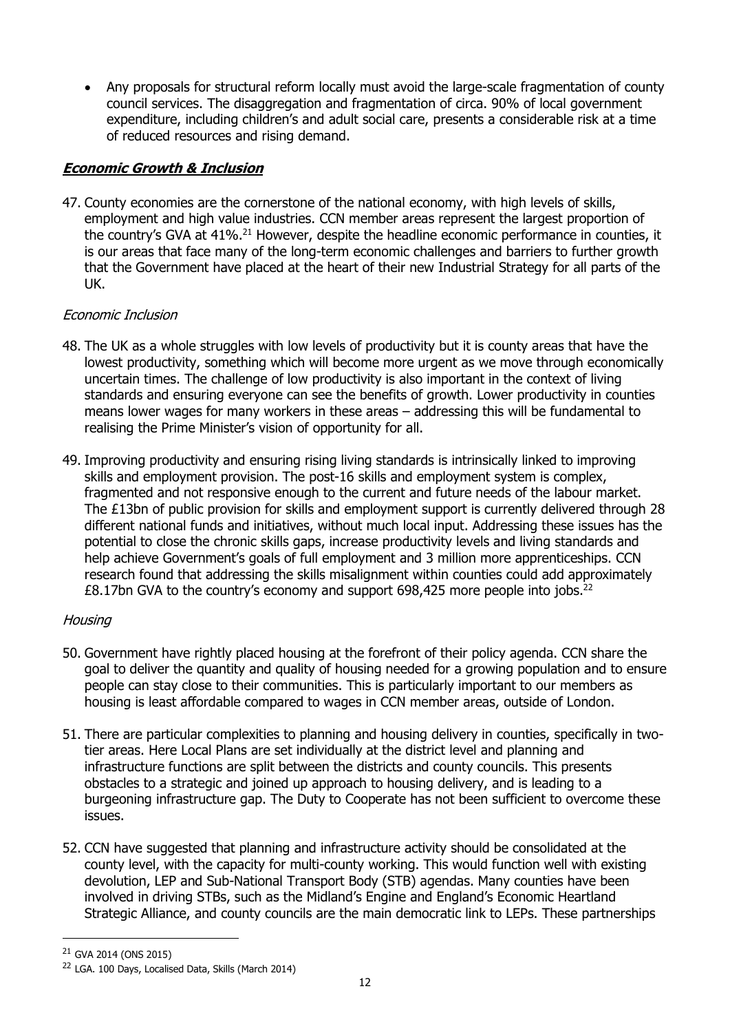- Any proposals for structural reform locally must avoid the large-scale fragmentation of county council services. The disaggregation and fragmentation of circa. 90% of local government expenditure, including children's and adult social care, presents a considerable risk at a time of reduced resources and rising demand.

## ***Economic Growth & Inclusion***

47. County economies are the cornerstone of the national economy, with high levels of skills, employment and high value industries. CCN member areas represent the largest proportion of the country's GVA at 41%.[21] However, despite the headline economic performance in counties, it is our areas that face many of the long-term economic challenges and barriers to further growth that the Government have placed at the heart of their new Industrial Strategy for all parts of the UK.

### *Economic Inclusion*

48. The UK as a whole struggles with low levels of productivity but it is county areas that have the lowest productivity, something which will become more urgent as we move through economically uncertain times. The challenge of low productivity is also important in the context of living standards and ensuring everyone can see the benefits of growth. Lower productivity in counties means lower wages for many workers in these areas – addressing this will be fundamental to realising the Prime Minister's vision of opportunity for all.

49. Improving productivity and ensuring rising living standards is intrinsically linked to improving skills and employment provision. The post-16 skills and employment system is complex, fragmented and not responsive enough to the current and future needs of the labour market. The £13bn of public provision for skills and employment support is currently delivered through 28 different national funds and initiatives, without much local input. Addressing these issues has the potential to close the chronic skills gaps, increase productivity levels and living standards and help achieve Government's goals of full employment and 3 million more apprenticeships. CCN research found that addressing the skills misalignment within counties could add approximately £8.17bn GVA to the country's economy and support 698,425 more people into jobs.[22]

### *Housing*

50. Government have rightly placed housing at the forefront of their policy agenda. CCN share the goal to deliver the quantity and quality of housing needed for a growing population and to ensure people can stay close to their communities. This is particularly important to our members as housing is least affordable compared to wages in CCN member areas, outside of London.

51. There are particular complexities to planning and housing delivery in counties, specifically in two-tier areas. Here Local Plans are set individually at the district level and planning and infrastructure functions are split between the districts and county councils. This presents obstacles to a strategic and joined up approach to housing delivery, and is leading to a burgeoning infrastructure gap. The Duty to Cooperate has not been sufficient to overcome these issues.

52. CCN have suggested that planning and infrastructure activity should be consolidated at the county level, with the capacity for multi-county working. This would function well with existing devolution, LEP and Sub-National Transport Body (STB) agendas. Many counties have been involved in driving STBs, such as the Midland's Engine and England's Economic Heartland Strategic Alliance, and county councils are the main democratic link to LEPs. These partnerships

---

[21] GVA 2014 (ONS 2015)

[22] LGA. 100 Days, Localised Data, Skills (March 2014)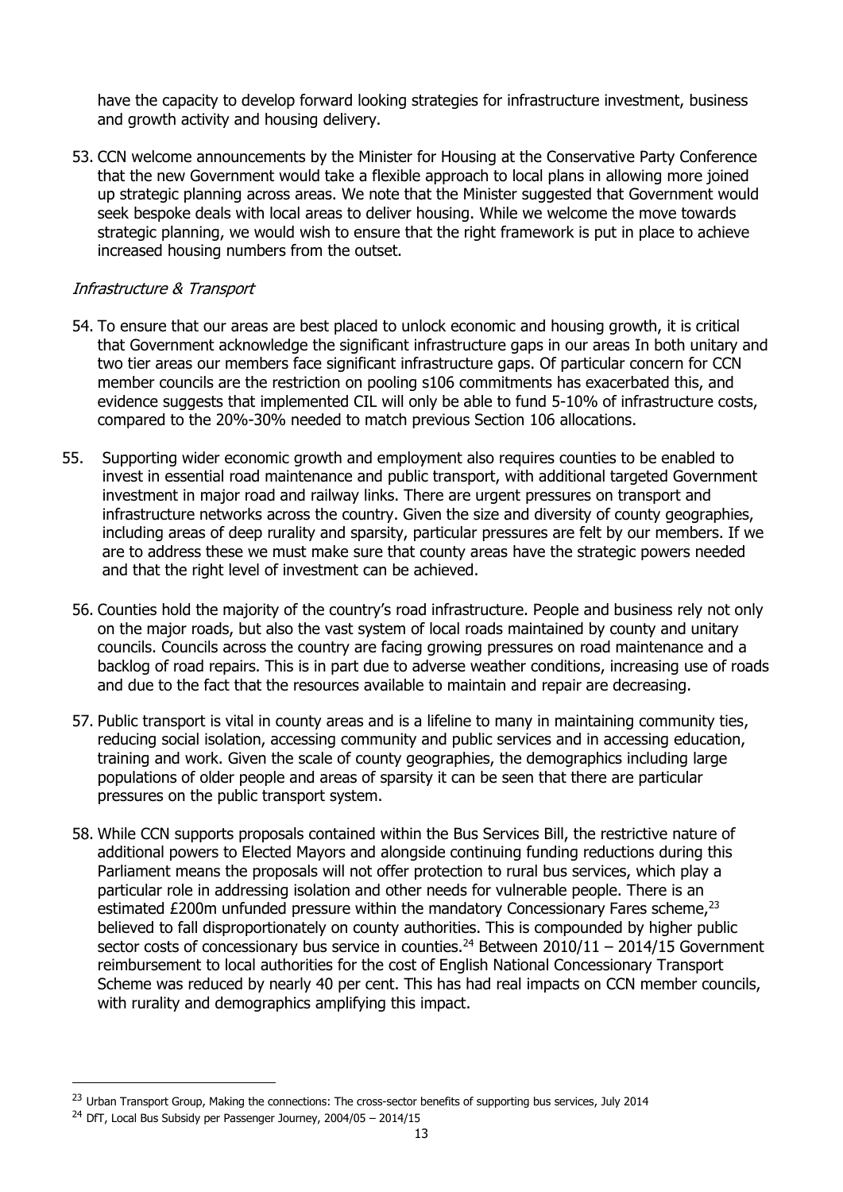have the capacity to develop forward looking strategies for infrastructure investment, business and growth activity and housing delivery.

53. CCN welcome announcements by the Minister for Housing at the Conservative Party Conference that the new Government would take a flexible approach to local plans in allowing more joined up strategic planning across areas. We note that the Minister suggested that Government would seek bespoke deals with local areas to deliver housing. While we welcome the move towards strategic planning, we would wish to ensure that the right framework is put in place to achieve increased housing numbers from the outset.

*Infrastructure & Transport*

54. To ensure that our areas are best placed to unlock economic and housing growth, it is critical that Government acknowledge the significant infrastructure gaps in our areas In both unitary and two tier areas our members face significant infrastructure gaps. Of particular concern for CCN member councils are the restriction on pooling s106 commitments has exacerbated this, and evidence suggests that implemented CIL will only be able to fund 5-10% of infrastructure costs, compared to the 20%-30% needed to match previous Section 106 allocations.

55. Supporting wider economic growth and employment also requires counties to be enabled to invest in essential road maintenance and public transport, with additional targeted Government investment in major road and railway links. There are urgent pressures on transport and infrastructure networks across the country. Given the size and diversity of county geographies, including areas of deep rurality and sparsity, particular pressures are felt by our members. If we are to address these we must make sure that county areas have the strategic powers needed and that the right level of investment can be achieved.

56. Counties hold the majority of the country's road infrastructure. People and business rely not only on the major roads, but also the vast system of local roads maintained by county and unitary councils. Councils across the country are facing growing pressures on road maintenance and a backlog of road repairs. This is in part due to adverse weather conditions, increasing use of roads and due to the fact that the resources available to maintain and repair are decreasing.

57. Public transport is vital in county areas and is a lifeline to many in maintaining community ties, reducing social isolation, accessing community and public services and in accessing education, training and work. Given the scale of county geographies, the demographics including large populations of older people and areas of sparsity it can be seen that there are particular pressures on the public transport system.

58. While CCN supports proposals contained within the Bus Services Bill, the restrictive nature of additional powers to Elected Mayors and alongside continuing funding reductions during this Parliament means the proposals will not offer protection to rural bus services, which play a particular role in addressing isolation and other needs for vulnerable people. There is an estimated £200m unfunded pressure within the mandatory Concessionary Fares scheme,[23] believed to fall disproportionately on county authorities. This is compounded by higher public sector costs of concessionary bus service in counties.[24] Between 2010/11 – 2014/15 Government reimbursement to local authorities for the cost of English National Concessionary Transport Scheme was reduced by nearly 40 per cent. This has had real impacts on CCN member councils, with rurality and demographics amplifying this impact.

---

[23] Urban Transport Group, Making the connections: The cross-sector benefits of supporting bus services, July 2014

[24] DfT, Local Bus Subsidy per Passenger Journey, 2004/05 – 2014/15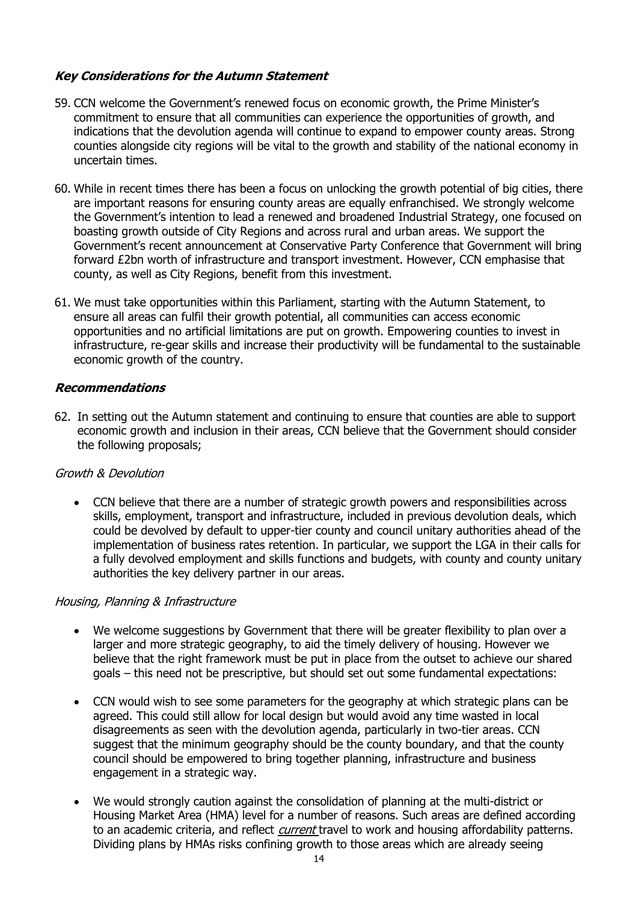### ***Key Considerations for the Autumn Statement***

59. CCN welcome the Government's renewed focus on economic growth, the Prime Minister's commitment to ensure that all communities can experience the opportunities of growth, and indications that the devolution agenda will continue to expand to empower county areas. Strong counties alongside city regions will be vital to the growth and stability of the national economy in uncertain times.

60. While in recent times there has been a focus on unlocking the growth potential of big cities, there are important reasons for ensuring county areas are equally enfranchised. We strongly welcome the Government's intention to lead a renewed and broadened Industrial Strategy, one focused on boasting growth outside of City Regions and across rural and urban areas. We support the Government's recent announcement at Conservative Party Conference that Government will bring forward £2bn worth of infrastructure and transport investment. However, CCN emphasise that county, as well as City Regions, benefit from this investment.

61. We must take opportunities within this Parliament, starting with the Autumn Statement, to ensure all areas can fulfil their growth potential, all communities can access economic opportunities and no artificial limitations are put on growth. Empowering counties to invest in infrastructure, re-gear skills and increase their productivity will be fundamental to the sustainable economic growth of the country.

### ***Recommendations***

62. In setting out the Autumn statement and continuing to ensure that counties are able to support economic growth and inclusion in their areas, CCN believe that the Government should consider the following proposals;

*Growth & Devolution*

- CCN believe that there are a number of strategic growth powers and responsibilities across skills, employment, transport and infrastructure, included in previous devolution deals, which could be devolved by default to upper-tier county and council unitary authorities ahead of the implementation of business rates retention. In particular, we support the LGA in their calls for a fully devolved employment and skills functions and budgets, with county and county unitary authorities the key delivery partner in our areas.

*Housing, Planning & Infrastructure*

- We welcome suggestions by Government that there will be greater flexibility to plan over a larger and more strategic geography, to aid the timely delivery of housing. However we believe that the right framework must be put in place from the outset to achieve our shared goals – this need not be prescriptive, but should set out some fundamental expectations:

- CCN would wish to see some parameters for the geography at which strategic plans can be agreed. This could still allow for local design but would avoid any time wasted in local disagreements as seen with the devolution agenda, particularly in two-tier areas. CCN suggest that the minimum geography should be the county boundary, and that the county council should be empowered to bring together planning, infrastructure and business engagement in a strategic way.

- We would strongly caution against the consolidation of planning at the multi-district or Housing Market Area (HMA) level for a number of reasons. Such areas are defined according to an academic criteria, and reflect *current* travel to work and housing affordability patterns. Dividing plans by HMAs risks confining growth to those areas which are already seeing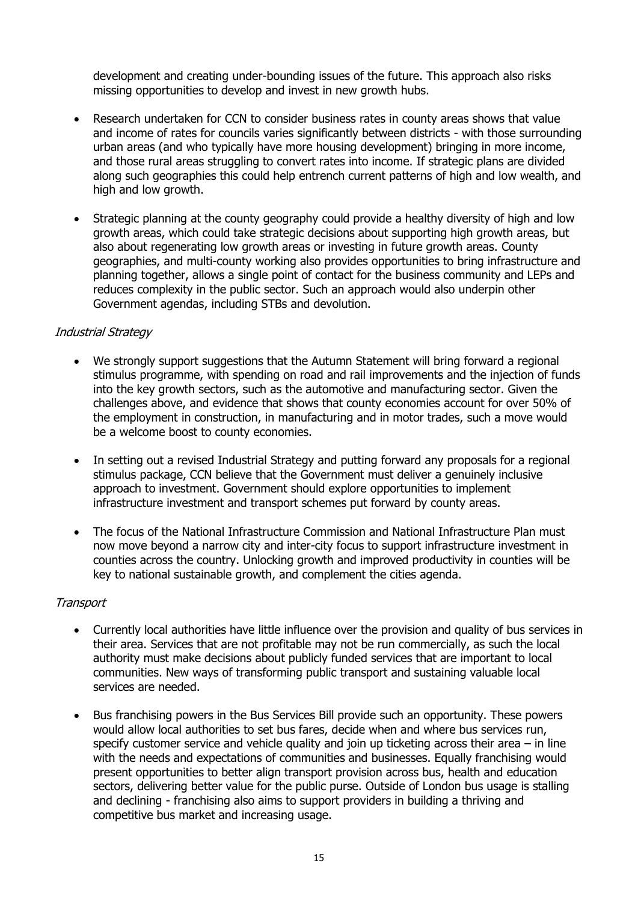development and creating under-bounding issues of the future. This approach also risks missing opportunities to develop and invest in new growth hubs.

- Research undertaken for CCN to consider business rates in county areas shows that value and income of rates for councils varies significantly between districts - with those surrounding urban areas (and who typically have more housing development) bringing in more income, and those rural areas struggling to convert rates into income. If strategic plans are divided along such geographies this could help entrench current patterns of high and low wealth, and high and low growth.

- Strategic planning at the county geography could provide a healthy diversity of high and low growth areas, which could take strategic decisions about supporting high growth areas, but also about regenerating low growth areas or investing in future growth areas. County geographies, and multi-county working also provides opportunities to bring infrastructure and planning together, allows a single point of contact for the business community and LEPs and reduces complexity in the public sector. Such an approach would also underpin other Government agendas, including STBs and devolution.

*Industrial Strategy*

- We strongly support suggestions that the Autumn Statement will bring forward a regional stimulus programme, with spending on road and rail improvements and the injection of funds into the key growth sectors, such as the automotive and manufacturing sector. Given the challenges above, and evidence that shows that county economies account for over 50% of the employment in construction, in manufacturing and in motor trades, such a move would be a welcome boost to county economies.

- In setting out a revised Industrial Strategy and putting forward any proposals for a regional stimulus package, CCN believe that the Government must deliver a genuinely inclusive approach to investment. Government should explore opportunities to implement infrastructure investment and transport schemes put forward by county areas.

- The focus of the National Infrastructure Commission and National Infrastructure Plan must now move beyond a narrow city and inter-city focus to support infrastructure investment in counties across the country. Unlocking growth and improved productivity in counties will be key to national sustainable growth, and complement the cities agenda.

*Transport*

- Currently local authorities have little influence over the provision and quality of bus services in their area. Services that are not profitable may not be run commercially, as such the local authority must make decisions about publicly funded services that are important to local communities. New ways of transforming public transport and sustaining valuable local services are needed.

- Bus franchising powers in the Bus Services Bill provide such an opportunity. These powers would allow local authorities to set bus fares, decide when and where bus services run, specify customer service and vehicle quality and join up ticketing across their area – in line with the needs and expectations of communities and businesses. Equally franchising would present opportunities to better align transport provision across bus, health and education sectors, delivering better value for the public purse. Outside of London bus usage is stalling and declining - franchising also aims to support providers in building a thriving and competitive bus market and increasing usage.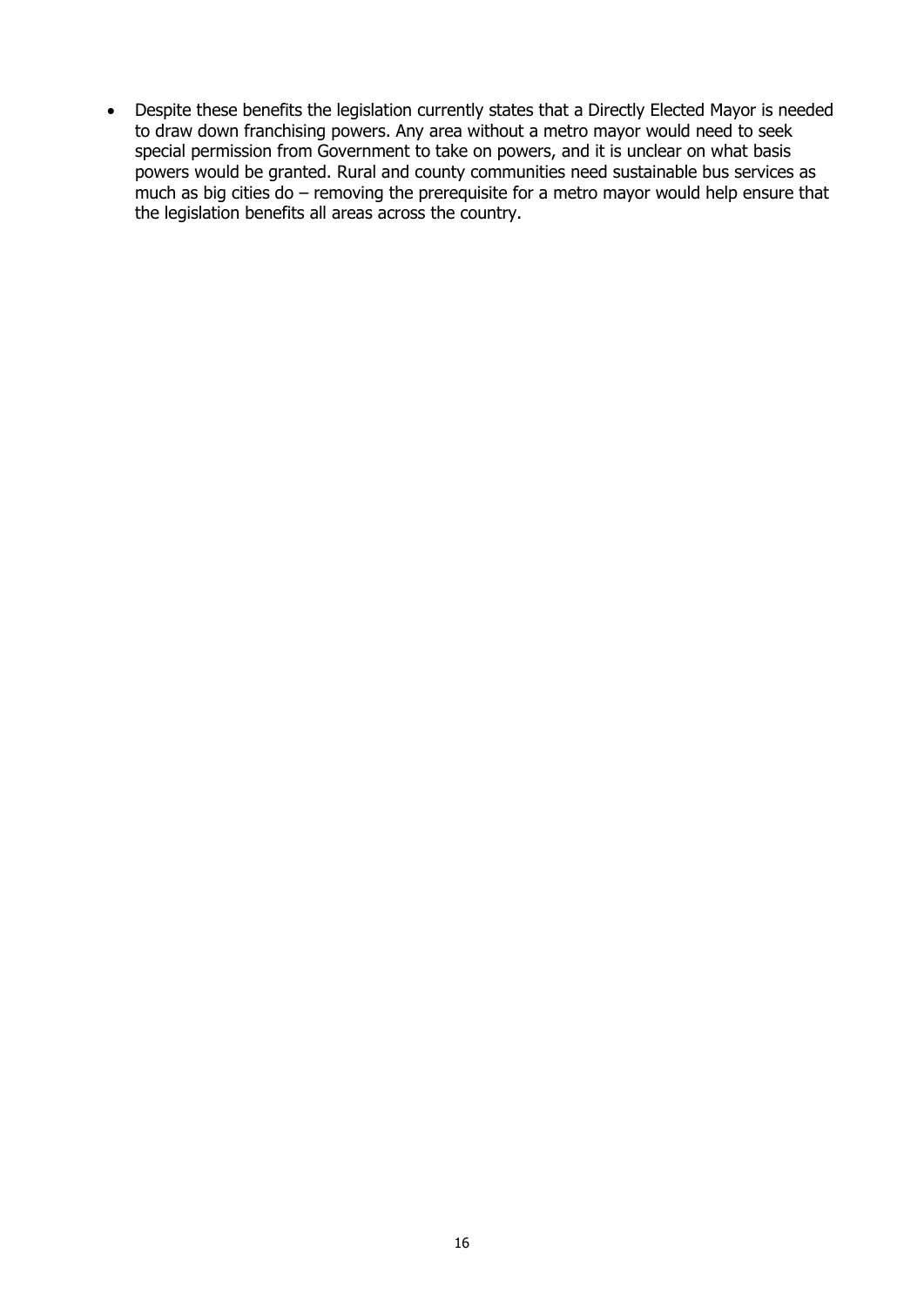- Despite these benefits the legislation currently states that a Directly Elected Mayor is needed to draw down franchising powers. Any area without a metro mayor would need to seek special permission from Government to take on powers, and it is unclear on what basis powers would be granted. Rural and county communities need sustainable bus services as much as big cities do – removing the prerequisite for a metro mayor would help ensure that the legislation benefits all areas across the country.